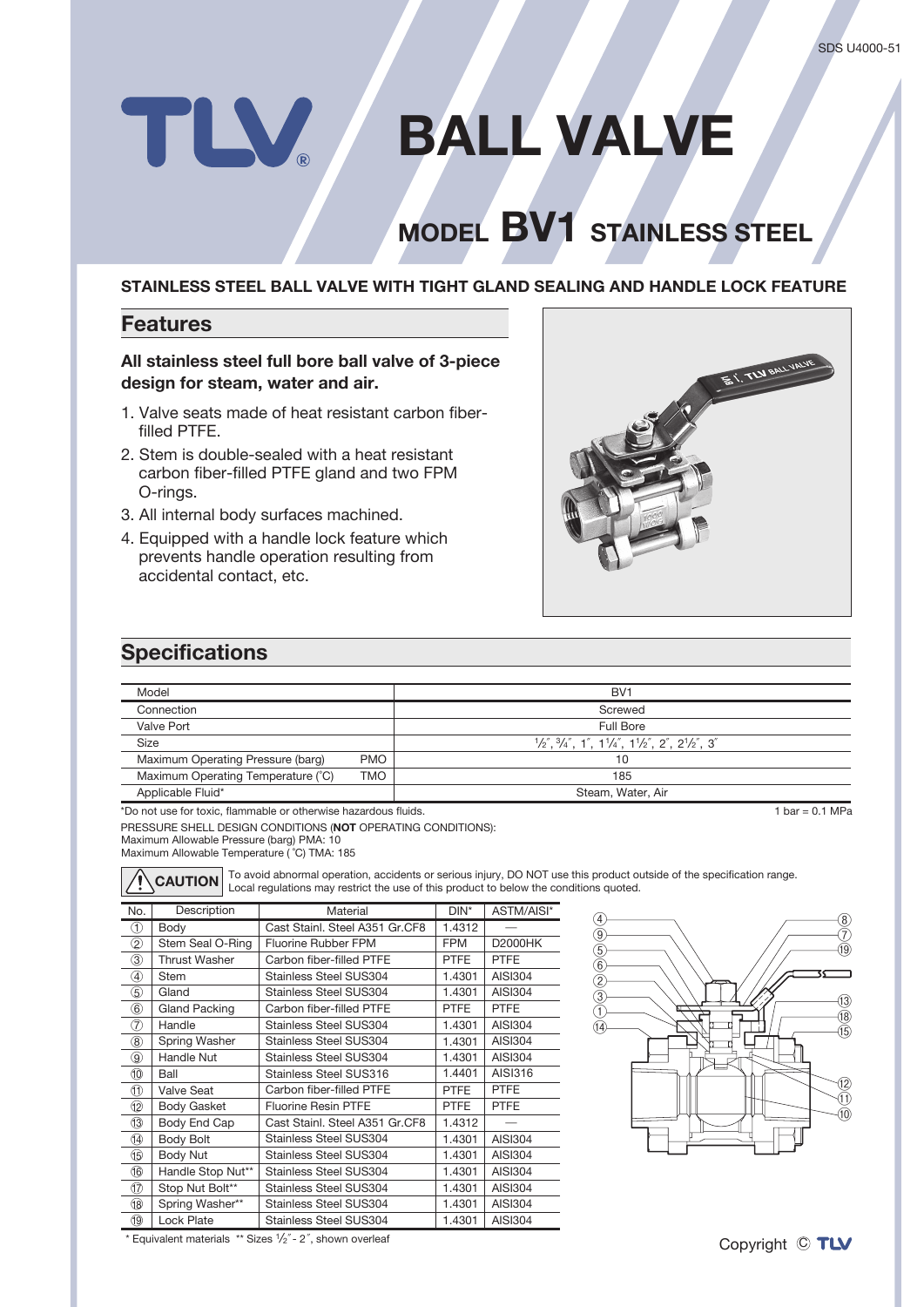# BALL VALVE

## MODEL BV1 STAINLESS STEEL

**STAINLESS STEEL BALL VALVE WITH TIGHT GLAND SEALING AND HANDLE LOCK FEATURE**

## Features

**All stainless steel full bore ball valve of 3-piece design for steam, water and air.**

1. Valve seats made of heat resistant carbon fiber-filled PTFE.
2. Stem is double-sealed with a heat resistant carbon fiber-filled PTFE gland and two FPM O-rings.
3. All internal body surfaces machined.
4. Equipped with a handle lock feature which prevents handle operation resulting from accidental contact, etc.

## Specifications

| Model | | BV1 |
|---|---|---|
| Connection | | Screwed |
| Valve Port | | Full Bore |
| Size | | ½", ¾", 1", 1¼", 1½", 2", 2½", 3" |
| Maximum Operating Pressure (barg) | PMO | 10 |
| Maximum Operating Temperature (°C) | TMO | 185 |
| Applicable Fluid* | | Steam, Water, Air |

*Do not use for toxic, flammable or otherwise hazardous fluids.

1 bar = 0.1 MPa

PRESSURE SHELL DESIGN CONDITIONS (**NOT** OPERATING CONDITIONS):
Maximum Allowable Pressure (barg) PMA: 10
Maximum Allowable Temperature (°C) TMA: 185

**CAUTION** To avoid abnormal operation, accidents or serious injury, DO NOT use this product outside of the specification range. Local regulations may restrict the use of this product to below the conditions quoted.

| No. | Description | Material | DIN* | ASTM/AISI* |
|---|---|---|---|---|
| ① | Body | Cast Stainl. Steel A351 Gr.CF8 | 1.4312 | — |
| ② | Stem Seal O-Ring | Fluorine Rubber FPM | FPM | D2000HK |
| ③ | Thrust Washer | Carbon fiber-filled PTFE | PTFE | PTFE |
| ④ | Stem | Stainless Steel SUS304 | 1.4301 | AISI304 |
| ⑤ | Gland | Stainless Steel SUS304 | 1.4301 | AISI304 |
| ⑥ | Gland Packing | Carbon fiber-filled PTFE | PTFE | PTFE |
| ⑦ | Handle | Stainless Steel SUS304 | 1.4301 | AISI304 |
| ⑧ | Spring Washer | Stainless Steel SUS304 | 1.4301 | AISI304 |
| ⑨ | Handle Nut | Stainless Steel SUS304 | 1.4301 | AISI304 |
| ⑩ | Ball | Stainless Steel SUS316 | 1.4401 | AISI316 |
| ⑪ | Valve Seat | Carbon fiber-filled PTFE | PTFE | PTFE |
| ⑫ | Body Gasket | Fluorine Resin PTFE | PTFE | PTFE |
| ⑬ | Body End Cap | Cast Stainl. Steel A351 Gr.CF8 | 1.4312 | — |
| ⑭ | Body Bolt | Stainless Steel SUS304 | 1.4301 | AISI304 |
| ⑮ | Body Nut | Stainless Steel SUS304 | 1.4301 | AISI304 |
| ⑯ | Handle Stop Nut** | Stainless Steel SUS304 | 1.4301 | AISI304 |
| ⑰ | Stop Nut Bolt** | Stainless Steel SUS304 | 1.4301 | AISI304 |
| ⑱ | Spring Washer** | Stainless Steel SUS304 | 1.4301 | AISI304 |
| ⑲ | Lock Plate | Stainless Steel SUS304 | 1.4301 | AISI304 |

\* Equivalent materials  ** Sizes ½" - 2", shown overleaf

Copyright © TLV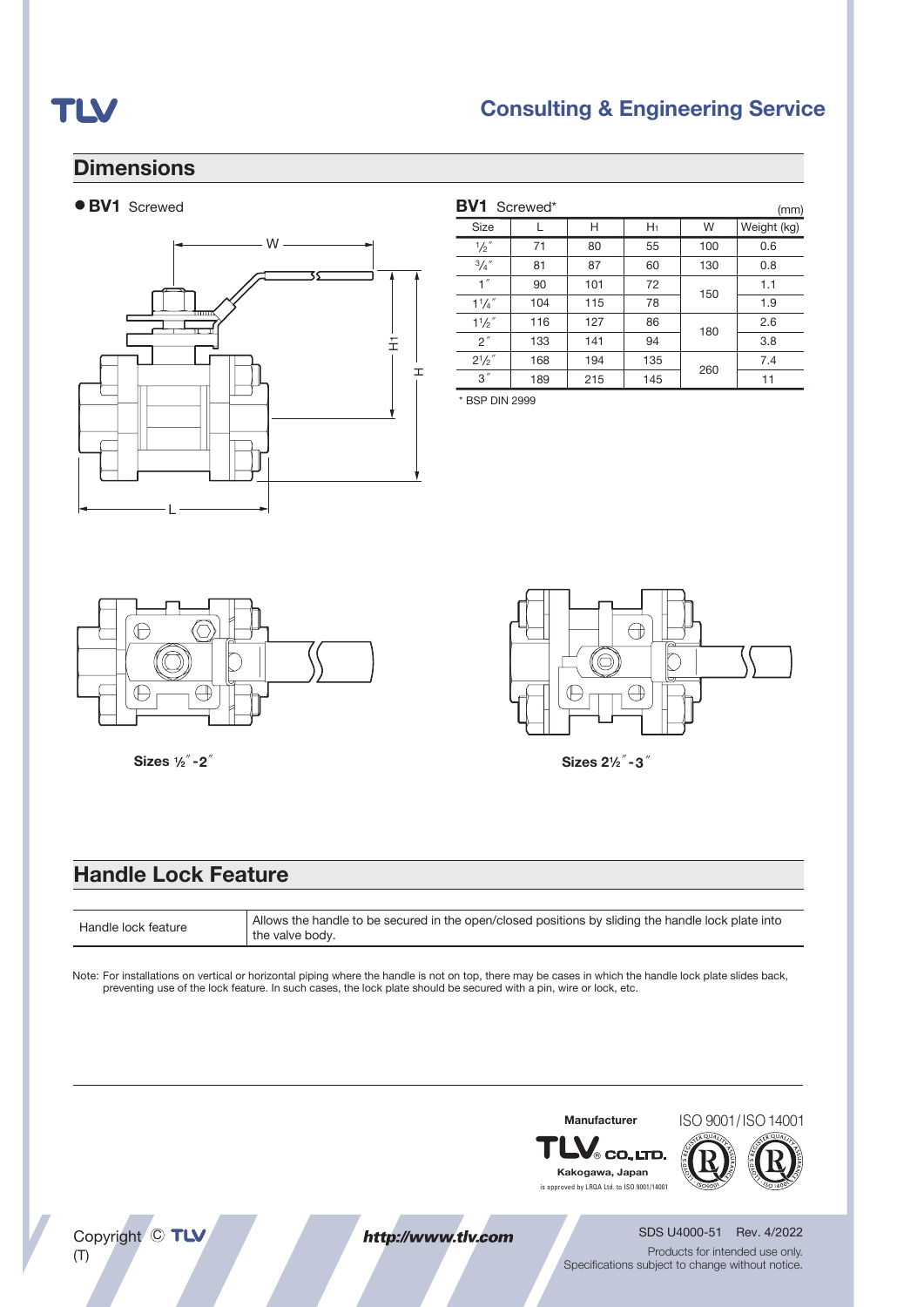## Dimensions

● **BV1** Screwed

W

H1

H

L

**BV1** Screwed* (mm)

| Size | L | H | H1 | W | Weight (kg) |
|---|---|---|---|---|---|
| ½″ | 71 | 80 | 55 | 100 | 0.6 |
| ¾″ | 81 | 87 | 60 | 130 | 0.8 |
| 1″ | 90 | 101 | 72 | 150 | 1.1 |
| 1¼″ | 104 | 115 | 78 | | 1.9 |
| 1½″ | 116 | 127 | 86 | 180 | 2.6 |
| 2″ | 133 | 141 | 94 | | 3.8 |
| 2½″ | 168 | 194 | 135 | 260 | 7.4 |
| 3″ | 189 | 215 | 145 | | 11 |

* BSP DIN 2999

**Sizes ½″-2″**

**Sizes 2½″-3″**

## Handle Lock Feature

| | |
|---|---|
| Handle lock feature | Allows the handle to be secured in the open/closed positions by sliding the handle lock plate into the valve body. |

Note: For installations on vertical or horizontal piping where the handle is not on top, there may be cases in which the handle lock plate slides back, preventing use of the lock feature. In such cases, the lock plate should be secured with a pin, wire or lock, etc.

**Manufacturer**

TLV® CO., LTD.

**Kakogawa, Japan**

is approved by LRQA Ltd. to ISO 9001/14001

ISO 9001/ISO 14001

Copyright © TLV (T)

*http://www.tlv.com*

SDS U4000-51 Rev. 4/2022

Products for intended use only.
Specifications subject to change without notice.